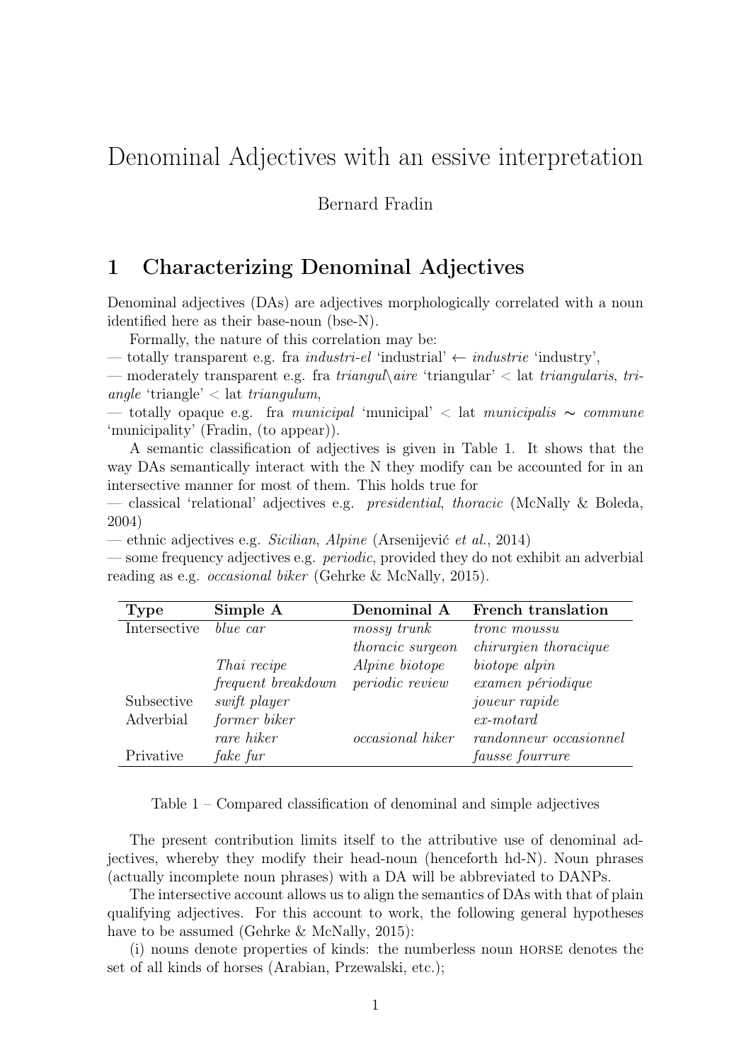# Denominal Adjectives with an essive interpretation

Bernard Fradin

## 1 Characterizing Denominal Adjectives

Denominal adjectives (DAs) are adjectives morphologically correlated with a noun identified here as their base-noun (bse-N).

Formally, the nature of this correlation may be:

— totally transparent e.g. fra *industri-el* 'industrial' ← *industrie* 'industry',

— moderately transparent e.g. fra *triangul\aire* 'triangular' < lat *triangularis*, *triangle* 'triangle' < lat *triangulum*,

— totally opaque e.g. fra *municipal* 'municipal' < lat *municipalis* ∼ *commune* 'municipality' (Fradin, (to appear)).

A semantic classification of adjectives is given in Table 1. It shows that the way DAs semantically interact with the N they modify can be accounted for in an intersective manner for most of them. This holds true for

— classical 'relational' adjectives e.g. *presidential*, *thoracic* (McNally & Boleda, 2004)

— ethnic adjectives e.g. *Sicilian*, *Alpine* (Arsenijević *et al.*, 2014)

— some frequency adjectives e.g. *periodic*, provided they do not exhibit an adverbial reading as e.g. *occasional biker* (Gehrke & McNally, 2015).

| **Type** | **Simple A** | **Denominal A** | **French translation** |
|---|---|---|---|
| Intersective | *blue car* | *mossy trunk* | *tronc moussu* |
| | | *thoracic surgeon* | *chirurgien thoracique* |
| | *Thai recipe* | *Alpine biotope* | *biotope alpin* |
| | *frequent breakdown* | *periodic review* | *examen périodique* |
| Subsective | *swift player* | | *joueur rapide* |
| Adverbial | *former biker* | | *ex-motard* |
| | *rare hiker* | *occasional hiker* | *randonneur occasionnel* |
| Privative | *fake fur* | | *fausse fourrure* |

Table 1 – Compared classification of denominal and simple adjectives

The present contribution limits itself to the attributive use of denominal adjectives, whereby they modify their head-noun (henceforth hd-N). Noun phrases (actually incomplete noun phrases) with a DA will be abbreviated to DANPs.

The intersective account allows us to align the semantics of DAs with that of plain qualifying adjectives. For this account to work, the following general hypotheses have to be assumed (Gehrke & McNally, 2015):

(i) nouns denote properties of kinds: the numberless noun HORSE denotes the set of all kinds of horses (Arabian, Przewalski, etc.);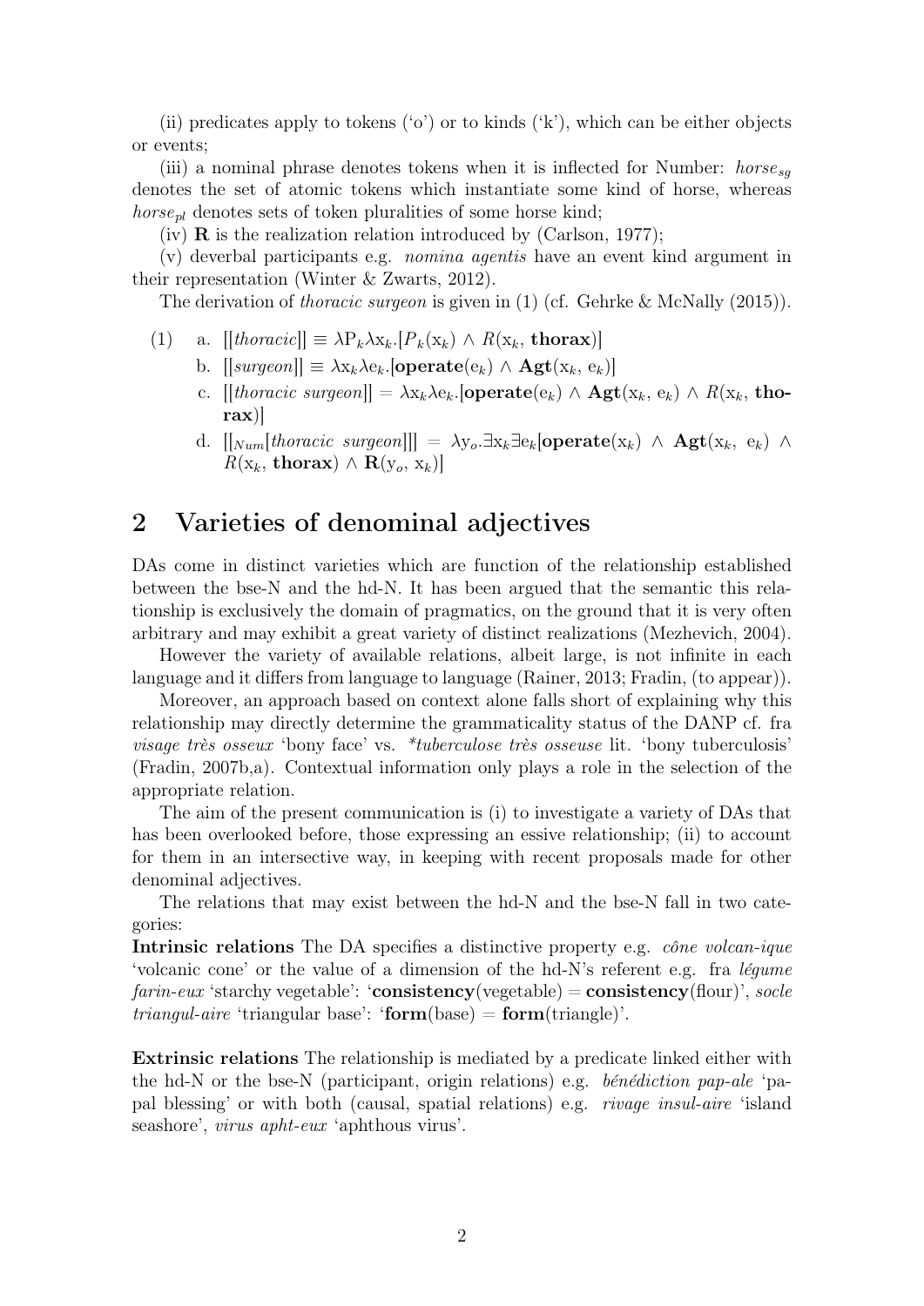(ii) predicates apply to tokens ('o') or to kinds ('k'), which can be either objects or events;

(iii) a nominal phrase denotes tokens when it is inflected for Number: $horse_{sg}$ denotes the set of atomic tokens which instantiate some kind of horse, whereas $horse_{pl}$ denotes sets of token pluralities of some horse kind;

(iv) **R** is the realization relation introduced by (Carlson, 1977);

(v) deverbal participants e.g. *nomina agentis* have an event kind argument in their representation (Winter & Zwarts, 2012).

The derivation of *thoracic surgeon* is given in (1) (cf. Gehrke & McNally (2015)).

(1) a. $[[thoracic]] \equiv \lambda P_k \lambda x_k.[P_k(x_k) \wedge R(x_k, \mathbf{thorax})]$

b. $[[surgeon]] \equiv \lambda x_k \lambda e_k.[\mathbf{operate}(e_k) \wedge \mathbf{Agt}(x_k, e_k)]$

c. $[[thoracic\ surgeon]] = \lambda x_k \lambda e_k.[\mathbf{operate}(e_k) \wedge \mathbf{Agt}(x_k, e_k) \wedge R(x_k, \mathbf{thorax})]$

d. $[[_{Num}[thoracic\ surgeon]]] = \lambda y_o.\exists x_k \exists e_k[\mathbf{operate}(x_k) \wedge \mathbf{Agt}(x_k, e_k) \wedge R(x_k, \mathbf{thorax}) \wedge \mathbf{R}(y_o, x_k)]$

## 2 Varieties of denominal adjectives

DAs come in distinct varieties which are function of the relationship established between the bse-N and the hd-N. It has been argued that the semantic this relationship is exclusively the domain of pragmatics, on the ground that it is very often arbitrary and may exhibit a great variety of distinct realizations (Mezhevich, 2004).

However the variety of available relations, albeit large, is not infinite in each language and it differs from language to language (Rainer, 2013; Fradin, (to appear)).

Moreover, an approach based on context alone falls short of explaining why this relationship may directly determine the grammaticality status of the DANP cf. fra *visage très osseux* 'bony face' vs. *\*tuberculose très osseuse* lit. 'bony tuberculosis' (Fradin, 2007b,a). Contextual information only plays a role in the selection of the appropriate relation.

The aim of the present communication is (i) to investigate a variety of DAs that has been overlooked before, those expressing an essive relationship; (ii) to account for them in an intersective way, in keeping with recent proposals made for other denominal adjectives.

The relations that may exist between the hd-N and the bse-N fall in two categories:

**Intrinsic relations** The DA specifies a distinctive property e.g. *cône volcan-ique* 'volcanic cone' or the value of a dimension of the hd-N's referent e.g. fra *légume farin-eux* 'starchy vegetable': '**consistency**(vegetable) = **consistency**(flour)', *socle triangul-aire* 'triangular base': '**form**(base) = **form**(triangle)'.

**Extrinsic relations** The relationship is mediated by a predicate linked either with the hd-N or the bse-N (participant, origin relations) e.g. *bénédiction pap-ale* 'papal blessing' or with both (causal, spatial relations) e.g. *rivage insul-aire* 'island seashore', *virus apht-eux* 'aphthous virus'.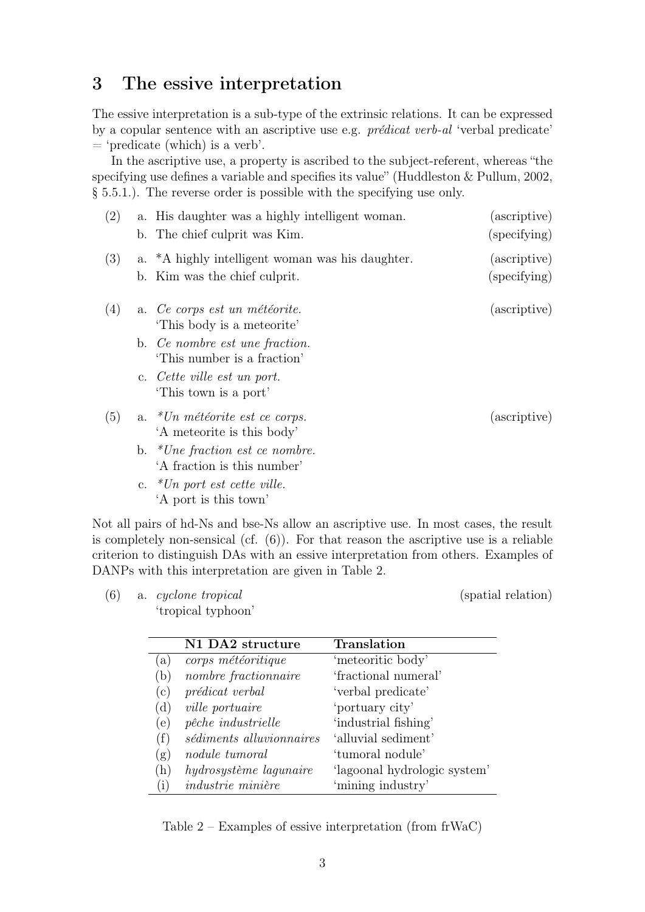## 3 The essive interpretation

The essive interpretation is a sub-type of the extrinsic relations. It can be expressed by a copular sentence with an ascriptive use e.g. *prédicat verb-al* 'verbal predicate' = 'predicate (which) is a verb'.

In the ascriptive use, a property is ascribed to the subject-referent, whereas "the specifying use defines a variable and specifies its value" (Huddleston & Pullum, 2002, § 5.5.1.). The reverse order is possible with the specifying use only.

(2) a. His daughter was a highly intelligent woman. (ascriptive)
  b. The chief culprit was Kim. (specifying)

(3) a. *A highly intelligent woman was his daughter. (ascriptive)
  b. Kim was the chief culprit. (specifying)

(4) a. *Ce corps est un météorite.* (ascriptive)
  'This body is a meteorite'
  b. *Ce nombre est une fraction.*
  'This number is a fraction'
  c. *Cette ville est un port.*
  'This town is a port'

(5) a. **Un météorite est ce corps.* (ascriptive)
  'A meteorite is this body'
  b. **Une fraction est ce nombre.*
  'A fraction is this number'
  c. **Un port est cette ville.*
  'A port is this town'

Not all pairs of hd-Ns and bse-Ns allow an ascriptive use. In most cases, the result is completely non-sensical (cf. (6)). For that reason the ascriptive use is a reliable criterion to distinguish DAs with an essive interpretation from others. Examples of DANPs with this interpretation are given in Table 2.

(6) a. *cyclone tropical* (spatial relation)
  'tropical typhoon'

| | N1 DA2 structure | Translation |
|---|---|---|
| (a) | *corps météoritique* | 'meteoritic body' |
| (b) | *nombre fractionnaire* | 'fractional numeral' |
| (c) | *prédicat verbal* | 'verbal predicate' |
| (d) | *ville portuaire* | 'portuary city' |
| (e) | *pêche industrielle* | 'industrial fishing' |
| (f) | *sédiments alluvionnaires* | 'alluvial sediment' |
| (g) | *nodule tumoral* | 'tumoral nodule' |
| (h) | *hydrosystème lagunaire* | 'lagoonal hydrologic system' |
| (i) | *industrie minière* | 'mining industry' |

Table 2 – Examples of essive interpretation (from frWaC)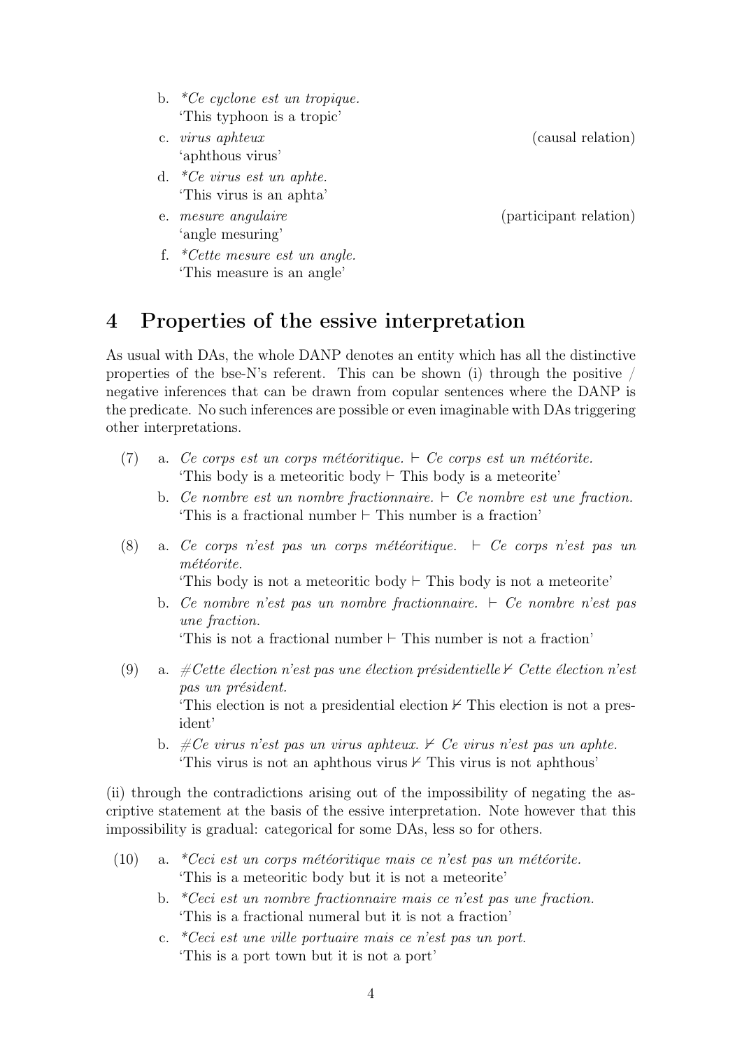b. **Ce cyclone est un tropique.*
   'This typhoon is a tropic'

c. *virus aphteux* (causal relation)
   'aphthous virus'

d. **Ce virus est un aphte.*
   'This virus is an aphta'

e. *mesure angulaire* (participant relation)
   'angle mesuring'

f. **Cette mesure est un angle.*
   'This measure is an angle'

## 4 Properties of the essive interpretation

As usual with DAs, the whole DANP denotes an entity which has all the distinctive properties of the bse-N's referent. This can be shown (i) through the positive / negative inferences that can be drawn from copular sentences where the DANP is the predicate. No such inferences are possible or even imaginable with DAs triggering other interpretations.

(7) a. *Ce corps est un corps météoritique.* ⊢ *Ce corps est un météorite.*
   'This body is a meteoritic body ⊢ This body is a meteorite'

   b. *Ce nombre est un nombre fractionnaire.* ⊢ *Ce nombre est une fraction.*
   'This is a fractional number ⊢ This number is a fraction'

(8) a. *Ce corps n'est pas un corps météoritique.* ⊢ *Ce corps n'est pas un météorite.*
   'This body is not a meteoritic body ⊢ This body is not a meteorite'

   b. *Ce nombre n'est pas un nombre fractionnaire.* ⊢ *Ce nombre n'est pas une fraction.*
   'This is not a fractional number ⊢ This number is not a fraction'

(9) a. *#Cette élection n'est pas une élection présidentielle* ⊬ *Cette élection n'est pas un président.*
   'This election is not a presidential election ⊬ This election is not a president'

   b. *#Ce virus n'est pas un virus aphteux.* ⊬ *Ce virus n'est pas un aphte.*
   'This virus is not an aphthous virus ⊬ This virus is not aphthous'

(ii) through the contradictions arising out of the impossibility of negating the ascriptive statement at the basis of the essive interpretation. Note however that this impossibility is gradual: categorical for some DAs, less so for others.

(10) a. **Ceci est un corps météoritique mais ce n'est pas un météorite.*
   'This is a meteoritic body but it is not a meteorite'

   b. **Ceci est un nombre fractionnaire mais ce n'est pas une fraction.*
   'This is a fractional numeral but it is not a fraction'

   c. **Ceci est une ville portuaire mais ce n'est pas un port.*
   'This is a port town but it is not a port'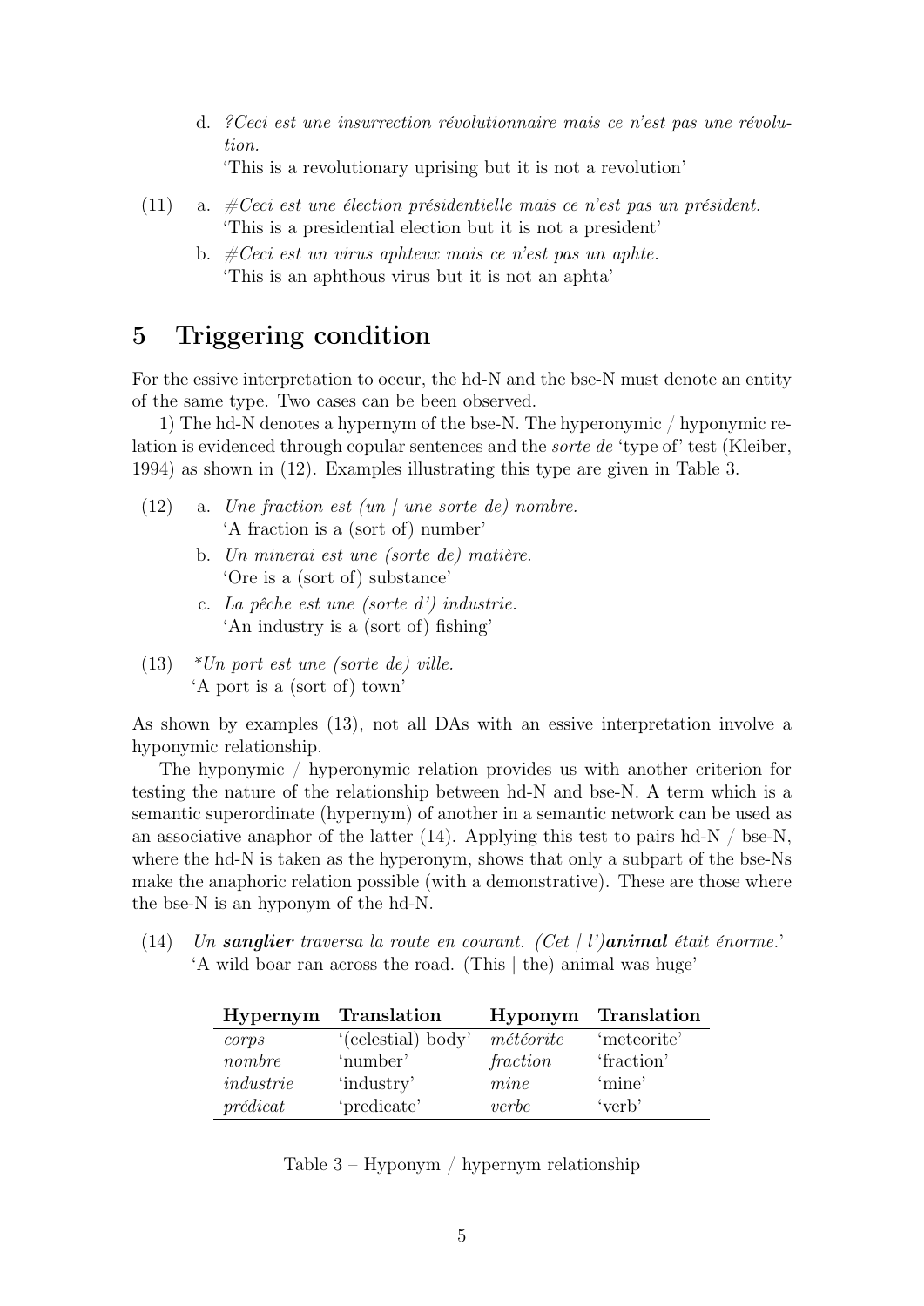d. *?Ceci est une insurrection révolutionnaire mais ce n'est pas une révolution.*
   'This is a revolutionary uprising but it is not a revolution'

(11) a. *#Ceci est une élection présidentielle mais ce n'est pas un président.*
   'This is a presidential election but it is not a president'

   b. *#Ceci est un virus aphteux mais ce n'est pas un aphte.*
   'This is an aphthous virus but it is not an aphta'

# 5 Triggering condition

For the essive interpretation to occur, the hd-N and the bse-N must denote an entity of the same type. Two cases can be been observed.

1) The hd-N denotes a hypernym of the bse-N. The hyperonymic / hyponymic relation is evidenced through copular sentences and the *sorte de* 'type of' test (Kleiber, 1994) as shown in (12). Examples illustrating this type are given in Table 3.

(12) a. *Une fraction est (un / une sorte de) nombre.*
   'A fraction is a (sort of) number'

   b. *Un minerai est une (sorte de) matière.*
   'Ore is a (sort of) substance'

   c. *La pêche est une (sorte d') industrie.*
   'An industry is a (sort of) fishing'

(13) *\*Un port est une (sorte de) ville.*
   'A port is a (sort of) town'

As shown by examples (13), not all DAs with an essive interpretation involve a hyponymic relationship.

The hyponymic / hyperonymic relation provides us with another criterion for testing the nature of the relationship between hd-N and bse-N. A term which is a semantic superordinate (hypernym) of another in a semantic network can be used as an associative anaphor of the latter (14). Applying this test to pairs hd-N / bse-N, where the hd-N is taken as the hyperonym, shows that only a subpart of the bse-Ns make the anaphoric relation possible (with a demonstrative). These are those where the bse-N is an hyponym of the hd-N.

(14) *Un **sanglier** traversa la route en courant. (Cet / l')**animal** était énorme.*'
   'A wild boar ran across the road. (This | the) animal was huge'

| Hypernym | Translation | Hyponym | Translation |
|---|---|---|---|
| *corps* | '(celestial) body' | *météorite* | 'meteorite' |
| *nombre* | 'number' | *fraction* | 'fraction' |
| *industrie* | 'industry' | *mine* | 'mine' |
| *prédicat* | 'predicate' | *verbe* | 'verb' |

Table 3 – Hyponym / hypernym relationship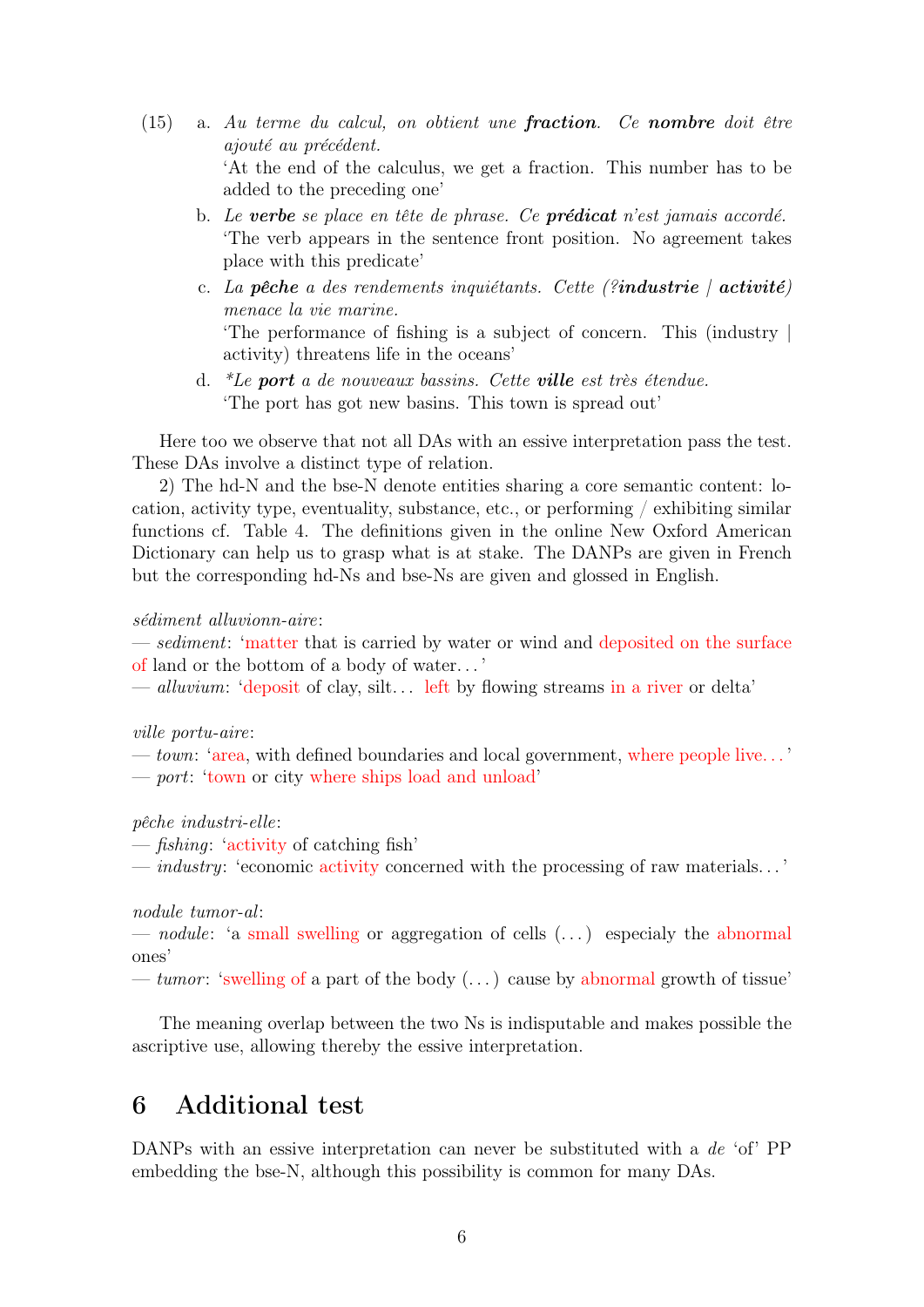(15) a. *Au terme du calcul, on obtient une* ***fraction****. Ce* ***nombre*** *doit être ajouté au précédent.*
'At the end of the calculus, we get a fraction. This number has to be added to the preceding one'

b. *Le* ***verbe*** *se place en tête de phrase. Ce* ***prédicat*** *n'est jamais accordé.*
'The verb appears in the sentence front position. No agreement takes place with this predicate'

c. *La* ***pêche*** *a des rendements inquiétants. Cette (?****industrie*** */* ***activité****) menace la vie marine.*
'The performance of fishing is a subject of concern. This (industry | activity) threatens life in the oceans'

d. *\*Le* ***port*** *a de nouveaux bassins. Cette* ***ville*** *est très étendue.*
'The port has got new basins. This town is spread out'

Here too we observe that not all DAs with an essive interpretation pass the test. These DAs involve a distinct type of relation.

2) The hd-N and the bse-N denote entities sharing a core semantic content: location, activity type, eventuality, substance, etc., or performing / exhibiting similar functions cf. Table 4. The definitions given in the online New Oxford American Dictionary can help us to grasp what is at stake. The DANPs are given in French but the corresponding hd-Ns and bse-Ns are given and glossed in English.

*sédiment alluvionn-aire*:
— *sediment*: 'matter that is carried by water or wind and deposited on the surface of land or the bottom of a body of water…'
— *alluvium*: 'deposit of clay, silt… left by flowing streams in a river or delta'

*ville portu-aire*:
— *town*: 'area, with defined boundaries and local government, where people live…'
— *port*: 'town or city where ships load and unload'

*pêche industri-elle*:
— *fishing*: 'activity of catching fish'
— *industry*: 'economic activity concerned with the processing of raw materials…'

*nodule tumor-al*:
— *nodule*: 'a small swelling or aggregation of cells (…) especialy the abnormal ones'
— *tumor*: 'swelling of a part of the body (…) cause by abnormal growth of tissue'

The meaning overlap between the two Ns is indisputable and makes possible the ascriptive use, allowing thereby the essive interpretation.

# 6 Additional test

DANPs with an essive interpretation can never be substituted with a *de* 'of' PP embedding the bse-N, although this possibility is common for many DAs.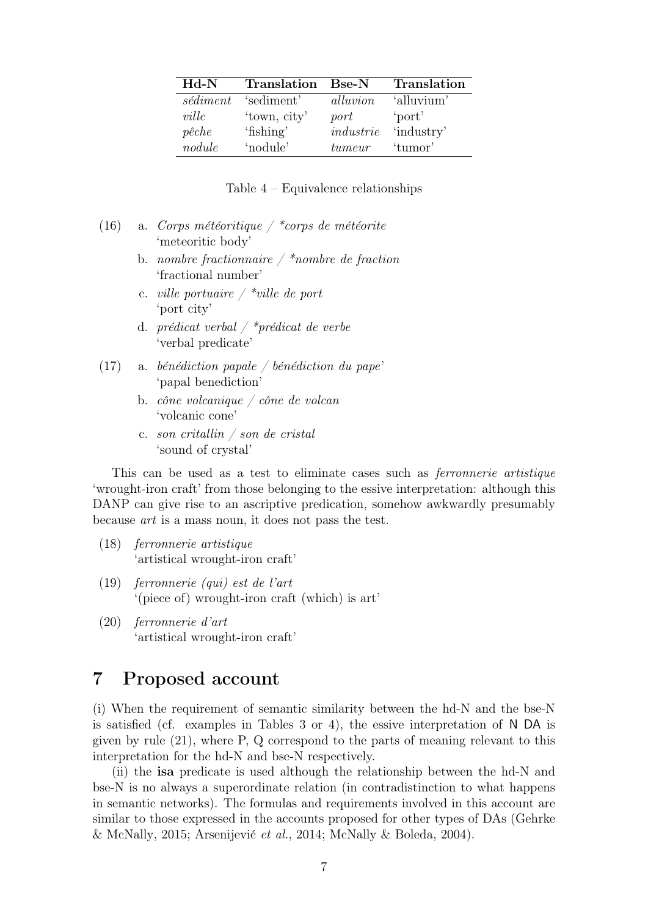| Hd-N | Translation | Bse-N | Translation |
|---|---|---|---|
| *sédiment* | 'sediment' | *alluvion* | 'alluvium' |
| *ville* | 'town, city' | *port* | 'port' |
| *pêche* | 'fishing' | *industrie* | 'industry' |
| *nodule* | 'nodule' | *tumeur* | 'tumor' |

Table 4 – Equivalence relationships

(16) a. *Corps météoritique / *corps de météorite*
'meteoritic body'

b. *nombre fractionnaire / *nombre de fraction*
'fractional number'

c. *ville portuaire / *ville de port*
'port city'

d. *prédicat verbal / *prédicat de verbe*
'verbal predicate'

(17) a. *bénédiction papale / bénédiction du pape*'
'papal benediction'

b. *cône volcanique / cône de volcan*
'volcanic cone'

c. *son critallin / son de cristal*
'sound of crystal'

This can be used as a test to eliminate cases such as *ferronnerie artistique* 'wrought-iron craft' from those belonging to the essive interpretation: although this DANP can give rise to an ascriptive predication, somehow awkwardly presumably because *art* is a mass noun, it does not pass the test.

(18) *ferronnerie artistique*
'artistical wrought-iron craft'

(19) *ferronnerie (qui) est de l'art*
'(piece of) wrought-iron craft (which) is art'

(20) *ferronnerie d'art*
'artistical wrought-iron craft'

# 7 Proposed account

(i) When the requirement of semantic similarity between the hd-N and the bse-N is satisfied (cf. examples in Tables 3 or 4), the essive interpretation of N DA is given by rule (21), where P, Q correspond to the parts of meaning relevant to this interpretation for the hd-N and bse-N respectively.

(ii) the **isa** predicate is used although the relationship between the hd-N and bse-N is no always a superordinate relation (in contradistinction to what happens in semantic networks). The formulas and requirements involved in this account are similar to those expressed in the accounts proposed for other types of DAs (Gehrke & McNally, 2015; Arsenijević *et al.*, 2014; McNally & Boleda, 2004).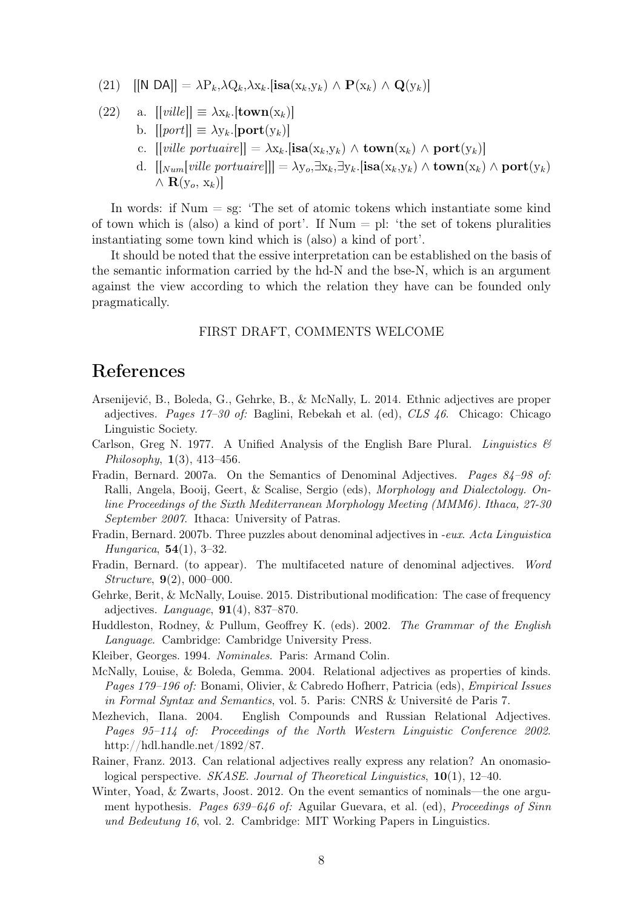(21) $[[\mathsf{N\ DA}]] = \lambda P_k, \lambda Q_k, \lambda x_k.[\mathbf{isa}(x_k, y_k) \wedge \mathbf{P}(x_k) \wedge \mathbf{Q}(y_k)]$

(22) a. $[[\textit{ville}]] \equiv \lambda x_k.[\mathbf{town}(x_k)]$

b. $[[\textit{port}]] \equiv \lambda y_k.[\mathbf{port}(y_k)]$

c. $[[\textit{ville portuaire}]] = \lambda x_k.[\mathbf{isa}(x_k, y_k) \wedge \mathbf{town}(x_k) \wedge \mathbf{port}(y_k)]$

d. $[[_{Num}[\textit{ville portuaire}]]] = \lambda y_o, \exists x_k, \exists y_k.[\mathbf{isa}(x_k, y_k) \wedge \mathbf{town}(x_k) \wedge \mathbf{port}(y_k) \wedge \mathbf{R}(y_o, x_k)]$

In words: if Num = sg: 'The set of atomic tokens which instantiate some kind of town which is (also) a kind of port'. If Num = pl: 'the set of tokens pluralities instantiating some town kind which is (also) a kind of port'.

It should be noted that the essive interpretation can be established on the basis of the semantic information carried by the hd-N and the bse-N, which is an argument against the view according to which the relation they have can be founded only pragmatically.

FIRST DRAFT, COMMENTS WELCOME

# References

Arsenijević, B., Boleda, G., Gehrke, B., & McNally, L. 2014. Ethnic adjectives are proper adjectives. *Pages 17–30 of:* Baglini, Rebekah et al. (ed), *CLS 46*. Chicago: Chicago Linguistic Society.

Carlson, Greg N. 1977. A Unified Analysis of the English Bare Plural. *Linguistics & Philosophy*, **1**(3), 413–456.

Fradin, Bernard. 2007a. On the Semantics of Denominal Adjectives. *Pages 84–98 of:* Ralli, Angela, Booij, Geert, & Scalise, Sergio (eds), *Morphology and Dialectology. Online Proceedings of the Sixth Mediterranean Morphology Meeting (MMM6). Ithaca, 27-30 September 2007*. Ithaca: University of Patras.

Fradin, Bernard. 2007b. Three puzzles about denominal adjectives in *-eux*. *Acta Linguistica Hungarica*, **54**(1), 3–32.

Fradin, Bernard. (to appear). The multifaceted nature of denominal adjectives. *Word Structure*, **9**(2), 000–000.

Gehrke, Berit, & McNally, Louise. 2015. Distributional modification: The case of frequency adjectives. *Language*, **91**(4), 837–870.

Huddleston, Rodney, & Pullum, Geoffrey K. (eds). 2002. *The Grammar of the English Language*. Cambridge: Cambridge University Press.

Kleiber, Georges. 1994. *Nominales*. Paris: Armand Colin.

McNally, Louise, & Boleda, Gemma. 2004. Relational adjectives as properties of kinds. *Pages 179–196 of:* Bonami, Olivier, & Cabredo Hofherr, Patricia (eds), *Empirical Issues in Formal Syntax and Semantics*, vol. 5. Paris: CNRS & Université de Paris 7.

Mezhevich, Ilana. 2004. English Compounds and Russian Relational Adjectives. *Pages 95–114 of: Proceedings of the North Western Linguistic Conference 2002*. http://hdl.handle.net/1892/87.

Rainer, Franz. 2013. Can relational adjectives really express any relation? An onomasiological perspective. *SKASE. Journal of Theoretical Linguistics*, **10**(1), 12–40.

Winter, Yoad, & Zwarts, Joost. 2012. On the event semantics of nominals—the one argument hypothesis. *Pages 639–646 of:* Aguilar Guevara, et al. (ed), *Proceedings of Sinn und Bedeutung 16*, vol. 2. Cambridge: MIT Working Papers in Linguistics.